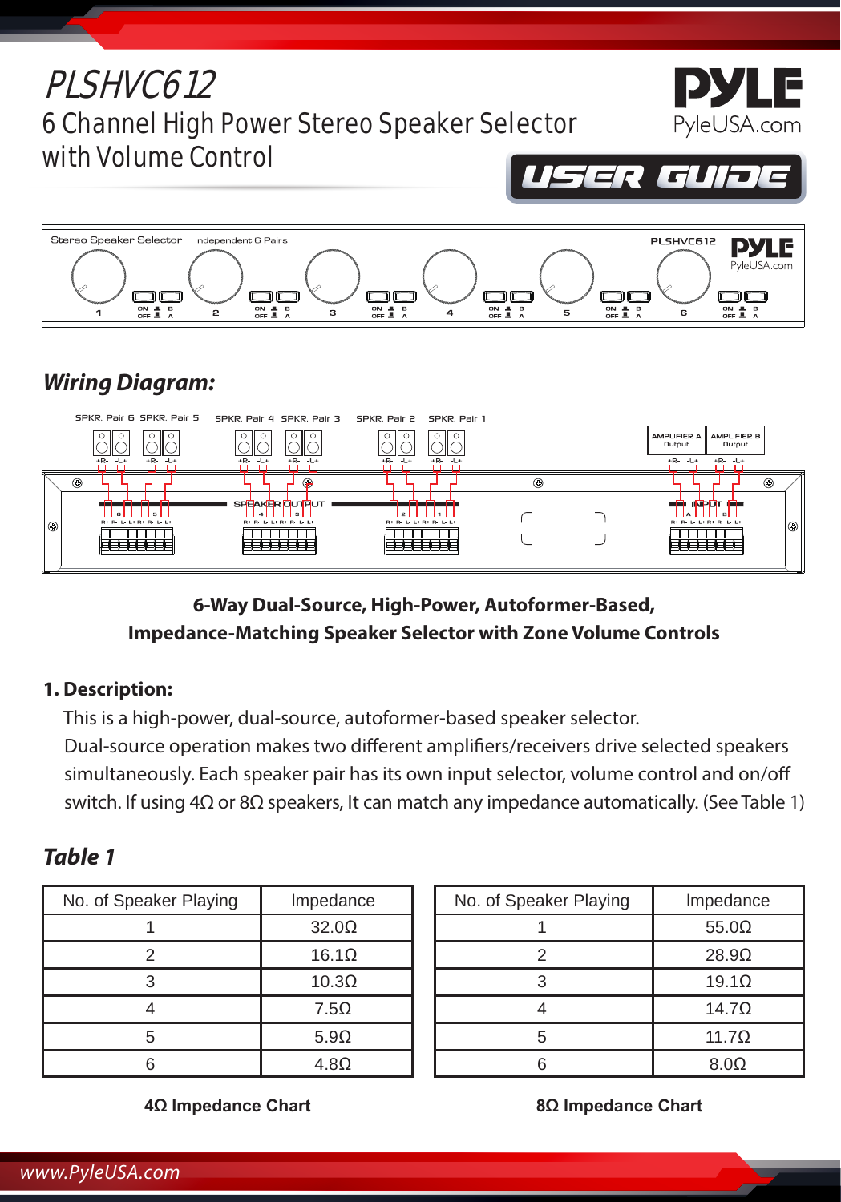# PLSHVC612

## 6 Channel High Power Stereo Speaker Selector with Volume Control

PYLE
PyleUSA.com

USER GUIDE

## Wiring Diagram:

**6-Way Dual-Source, High-Power, Autoformer-Based, Impedance-Matching Speaker Selector with Zone Volume Controls**

### 1. Description:

This is a high-power, dual-source, autoformer-based speaker selector.
Dual-source operation makes two different amplifiers/receivers drive selected speakers simultaneously. Each speaker pair has its own input selector, volume control and on/off switch. If using 4Ω or 8Ω speakers, It can match any impedance automatically. (See Table 1)

## Table 1

| No. of Speaker Playing | Impedance |
|---|---|
| 1 | 32.0Ω |
| 2 | 16.1Ω |
| 3 | 10.3Ω |
| 4 | 7.5Ω |
| 5 | 5.9Ω |
| 6 | 4.8Ω |

**4Ω Impedance Chart**

| No. of Speaker Playing | Impedance |
|---|---|
| 1 | 55.0Ω |
| 2 | 28.9Ω |
| 3 | 19.1Ω |
| 4 | 14.7Ω |
| 5 | 11.7Ω |
| 6 | 8.0Ω |

**8Ω Impedance Chart**

www.PyleUSA.com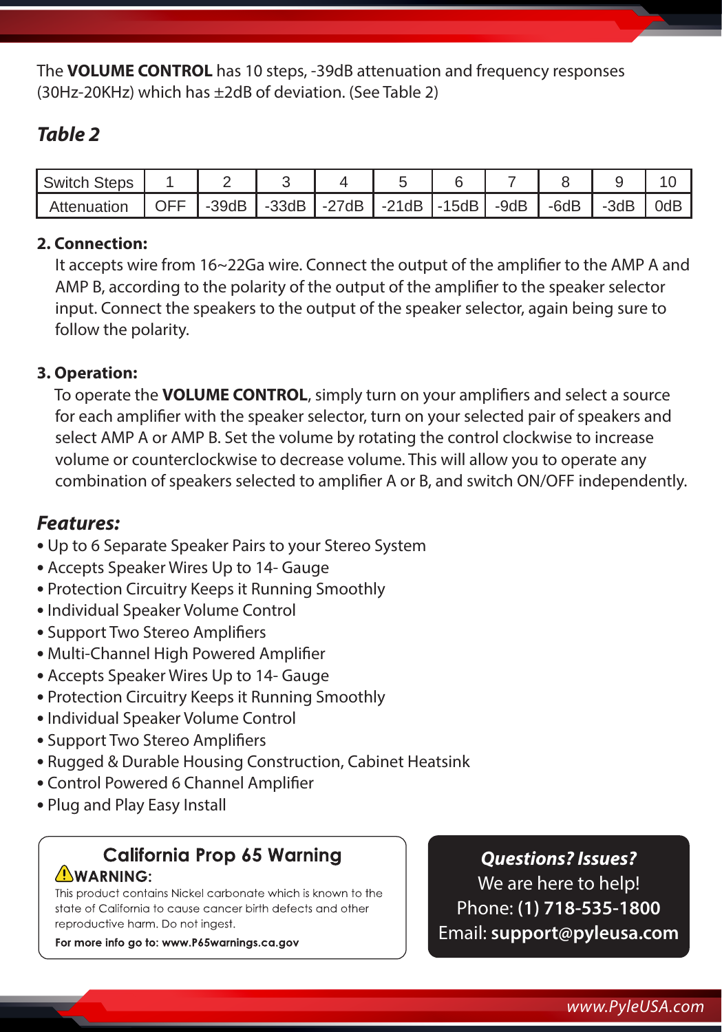The **VOLUME CONTROL** has 10 steps, -39dB attenuation and frequency responses (30Hz-20KHz) which has ±2dB of deviation. (See Table 2)

### *Table 2*

| Switch Steps | 1 | 2 | 3 | 4 | 5 | 6 | 7 | 8 | 9 | 10 |
|---|---|---|---|---|---|---|---|---|---|---|
| Attenuation | OFF | -39dB | -33dB | -27dB | -21dB | -15dB | -9dB | -6dB | -3dB | 0dB |

**2. Connection:**

It accepts wire from 16~22Ga wire. Connect the output of the amplifier to the AMP A and AMP B, according to the polarity of the output of the amplifier to the speaker selector input. Connect the speakers to the output of the speaker selector, again being sure to follow the polarity.

**3. Operation:**

To operate the **VOLUME CONTROL**, simply turn on your amplifiers and select a source for each amplifier with the speaker selector, turn on your selected pair of speakers and select AMP A or AMP B. Set the volume by rotating the control clockwise to increase volume or counterclockwise to decrease volume. This will allow you to operate any combination of speakers selected to amplifier A or B, and switch ON/OFF independently.

### *Features:*

- Up to 6 Separate Speaker Pairs to your Stereo System
- Accepts Speaker Wires Up to 14- Gauge
- Protection Circuitry Keeps it Running Smoothly
- Individual Speaker Volume Control
- Support Two Stereo Amplifiers
- Multi-Channel High Powered Amplifier
- Accepts Speaker Wires Up to 14- Gauge
- Protection Circuitry Keeps it Running Smoothly
- Individual Speaker Volume Control
- Support Two Stereo Amplifiers
- Rugged & Durable Housing Construction, Cabinet Heatsink
- Control Powered 6 Channel Amplifier
- Plug and Play Easy Install

**California Prop 65 Warning**

⚠**WARNING:**

This product contains Nickel carbonate which is known to the state of California to cause cancer birth defects and other reproductive harm. Do not ingest.

**For more info go to: www.P65warnings.ca.gov**

***Questions? Issues?***

We are here to help!

Phone: **(1) 718-535-1800**

Email: **support@pyleusa.com**

*www.PyleUSA.com*